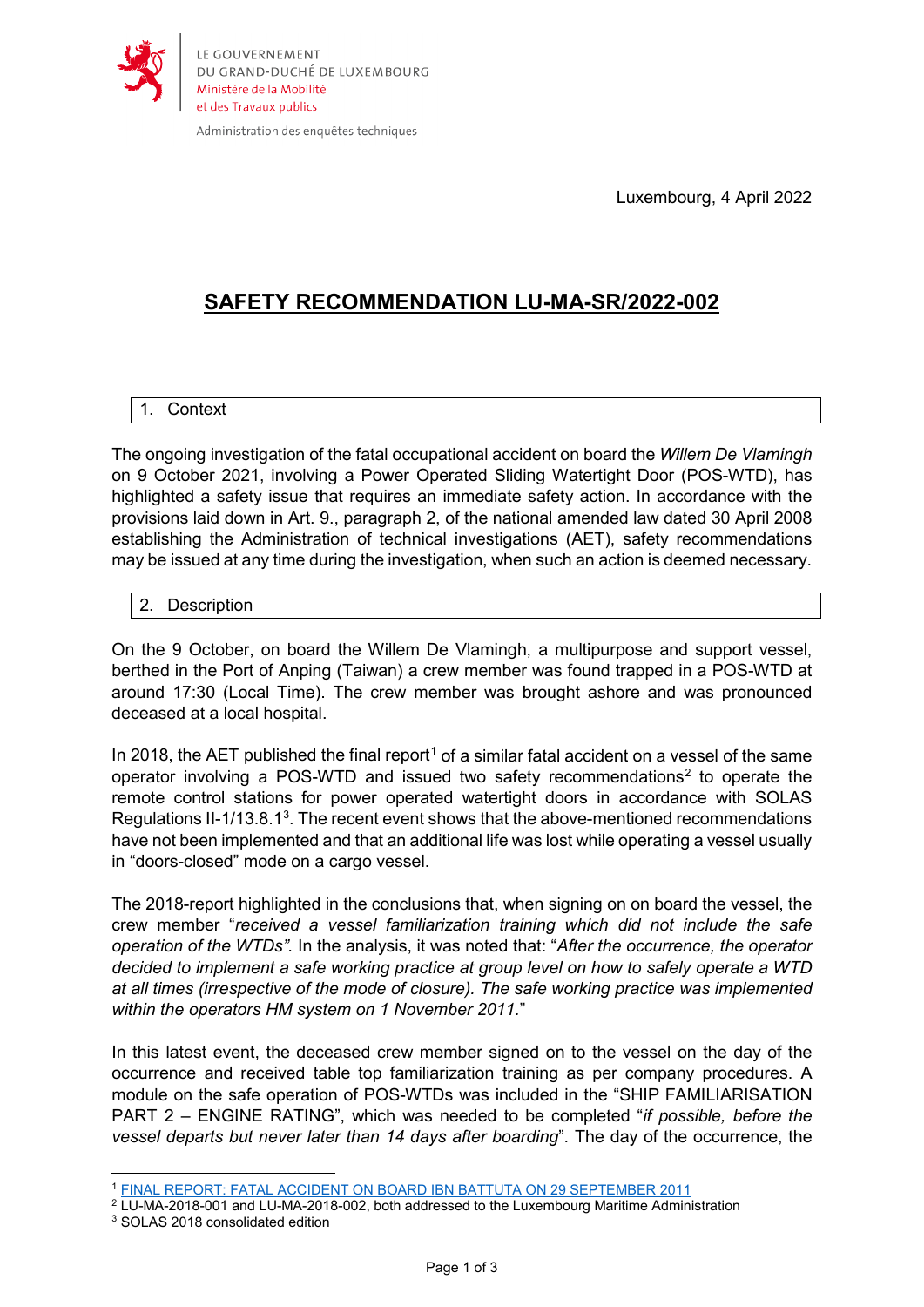LE GOUVERNEMENT
DU GRAND-DUCHÉ DE LUXEMBOURG
Ministère de la Mobilité
et des Travaux publics

Administration des enquêtes techniques

Luxembourg, 4 April 2022

# SAFETY RECOMMENDATION LU-MA-SR/2022-002

## 1. Context

The ongoing investigation of the fatal occupational accident on board the *Willem De Vlamingh* on 9 October 2021, involving a Power Operated Sliding Watertight Door (POS-WTD), has highlighted a safety issue that requires an immediate safety action. In accordance with the provisions laid down in Art. 9., paragraph 2, of the national amended law dated 30 April 2008 establishing the Administration of technical investigations (AET), safety recommendations may be issued at any time during the investigation, when such an action is deemed necessary.

## 2. Description

On the 9 October, on board the Willem De Vlamingh, a multipurpose and support vessel, berthed in the Port of Anping (Taiwan) a crew member was found trapped in a POS-WTD at around 17:30 (Local Time). The crew member was brought ashore and was pronounced deceased at a local hospital.

In 2018, the AET published the final report[1] of a similar fatal accident on a vessel of the same operator involving a POS-WTD and issued two safety recommendations[2] to operate the remote control stations for power operated watertight doors in accordance with SOLAS Regulations II-1/13.8.1[3]. The recent event shows that the above-mentioned recommendations have not been implemented and that an additional life was lost while operating a vessel usually in "doors-closed" mode on a cargo vessel.

The 2018-report highlighted in the conclusions that, when signing on on board the vessel, the crew member "*received a vessel familiarization training which did not include the safe operation of the WTDs".* In the analysis, it was noted that: "*After the occurrence, the operator decided to implement a safe working practice at group level on how to safely operate a WTD at all times (irrespective of the mode of closure). The safe working practice was implemented within the operators HM system on 1 November 2011.*"

In this latest event, the deceased crew member signed on to the vessel on the day of the occurrence and received table top familiarization training as per company procedures. A module on the safe operation of POS-WTDs was included in the "SHIP FAMILIARISATION PART 2 – ENGINE RATING", which was needed to be completed "*if possible, before the vessel departs but never later than 14 days after boarding*". The day of the occurrence, the

---

[1] FINAL REPORT: FATAL ACCIDENT ON BOARD IBN BATTUTA ON 29 SEPTEMBER 2011

[2] LU-MA-2018-001 and LU-MA-2018-002, both addressed to the Luxembourg Maritime Administration

[3] SOLAS 2018 consolidated edition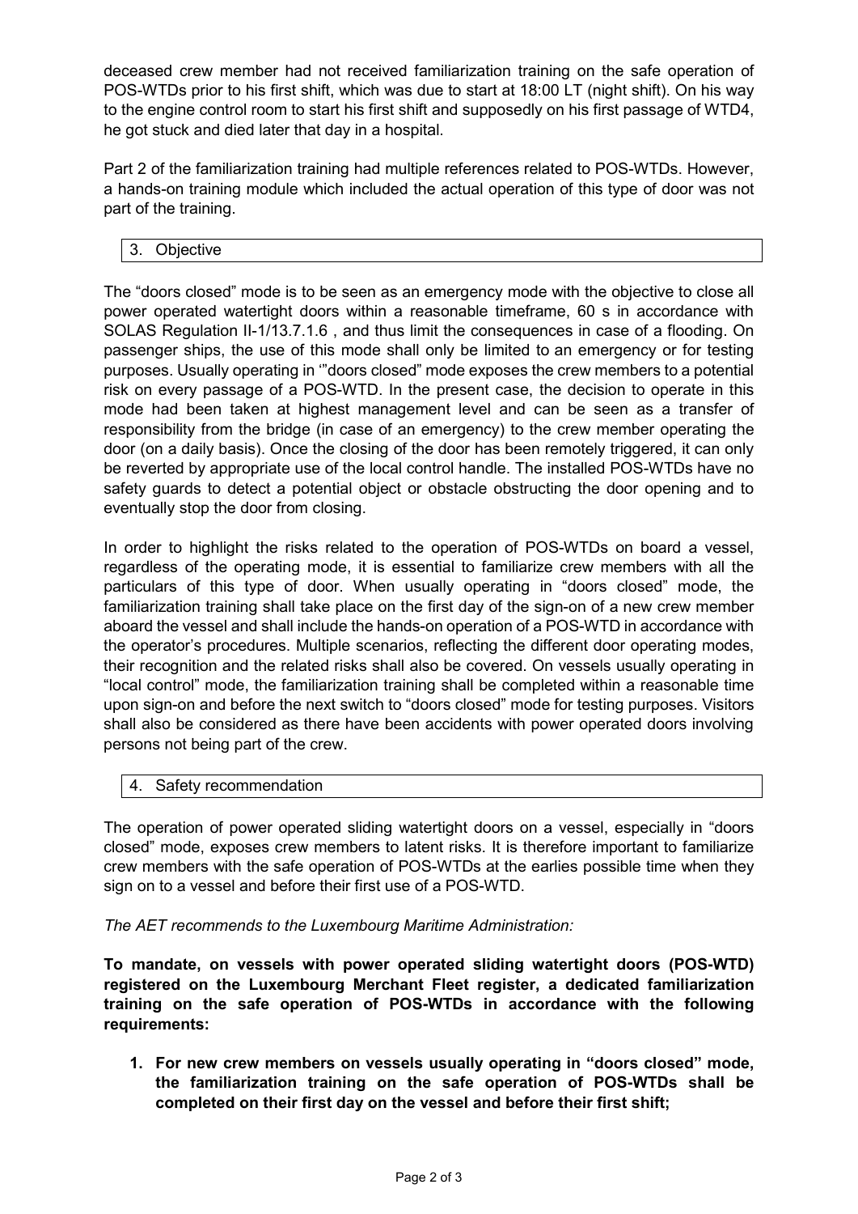deceased crew member had not received familiarization training on the safe operation of POS-WTDs prior to his first shift, which was due to start at 18:00 LT (night shift). On his way to the engine control room to start his first shift and supposedly on his first passage of WTD4, he got stuck and died later that day in a hospital.

Part 2 of the familiarization training had multiple references related to POS-WTDs. However, a hands-on training module which included the actual operation of this type of door was not part of the training.

## 3. Objective

The "doors closed" mode is to be seen as an emergency mode with the objective to close all power operated watertight doors within a reasonable timeframe, 60 s in accordance with SOLAS Regulation II-1/13.7.1.6 , and thus limit the consequences in case of a flooding. On passenger ships, the use of this mode shall only be limited to an emergency or for testing purposes. Usually operating in '"doors closed" mode exposes the crew members to a potential risk on every passage of a POS-WTD. In the present case, the decision to operate in this mode had been taken at highest management level and can be seen as a transfer of responsibility from the bridge (in case of an emergency) to the crew member operating the door (on a daily basis). Once the closing of the door has been remotely triggered, it can only be reverted by appropriate use of the local control handle. The installed POS-WTDs have no safety guards to detect a potential object or obstacle obstructing the door opening and to eventually stop the door from closing.

In order to highlight the risks related to the operation of POS-WTDs on board a vessel, regardless of the operating mode, it is essential to familiarize crew members with all the particulars of this type of door. When usually operating in "doors closed" mode, the familiarization training shall take place on the first day of the sign-on of a new crew member aboard the vessel and shall include the hands-on operation of a POS-WTD in accordance with the operator's procedures. Multiple scenarios, reflecting the different door operating modes, their recognition and the related risks shall also be covered. On vessels usually operating in "local control" mode, the familiarization training shall be completed within a reasonable time upon sign-on and before the next switch to "doors closed" mode for testing purposes. Visitors shall also be considered as there have been accidents with power operated doors involving persons not being part of the crew.

## 4. Safety recommendation

The operation of power operated sliding watertight doors on a vessel, especially in "doors closed" mode, exposes crew members to latent risks. It is therefore important to familiarize crew members with the safe operation of POS-WTDs at the earlies possible time when they sign on to a vessel and before their first use of a POS-WTD.

*The AET recommends to the Luxembourg Maritime Administration:*

**To mandate, on vessels with power operated sliding watertight doors (POS-WTD) registered on the Luxembourg Merchant Fleet register, a dedicated familiarization training on the safe operation of POS-WTDs in accordance with the following requirements:**

1. **For new crew members on vessels usually operating in "doors closed" mode, the familiarization training on the safe operation of POS-WTDs shall be completed on their first day on the vessel and before their first shift;**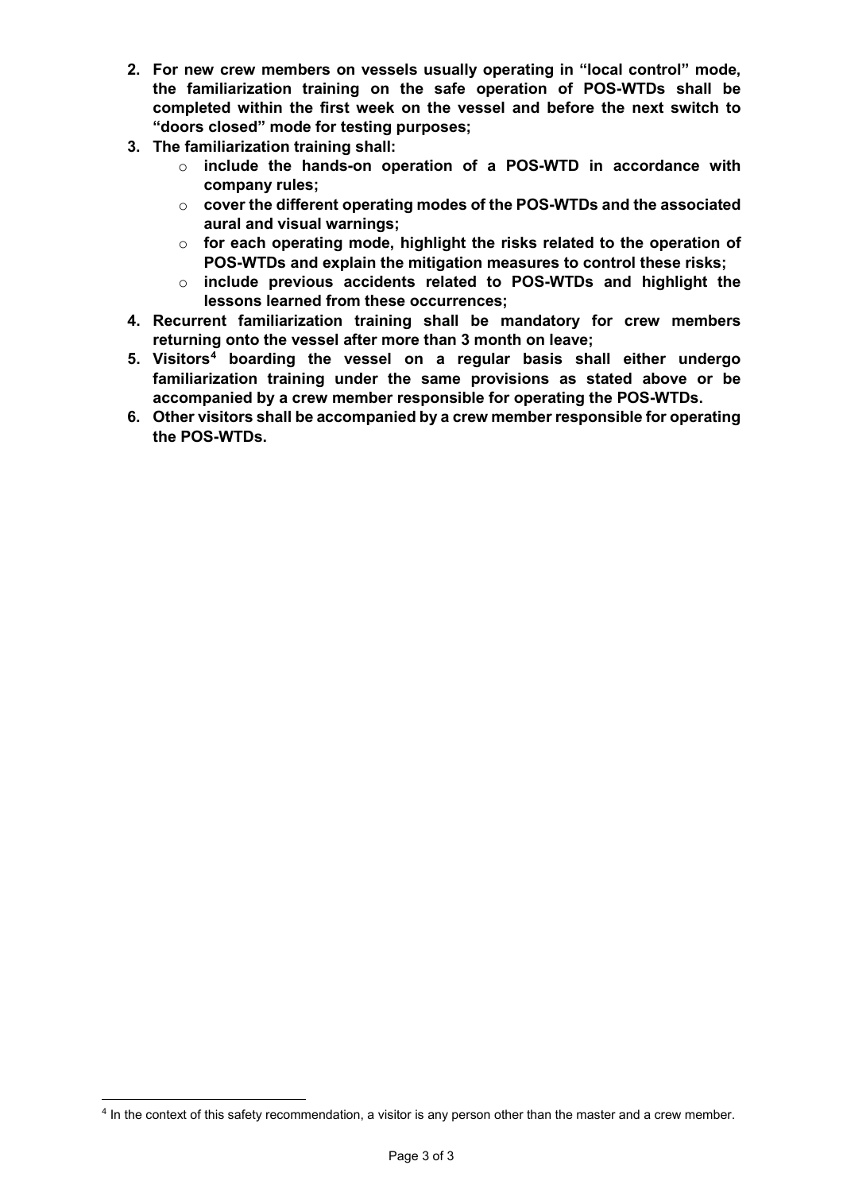2. **For new crew members on vessels usually operating in "local control" mode, the familiarization training on the safe operation of POS-WTDs shall be completed within the first week on the vessel and before the next switch to "doors closed" mode for testing purposes;**
3. **The familiarization training shall:**
   - **include the hands-on operation of a POS-WTD in accordance with company rules;**
   - **cover the different operating modes of the POS-WTDs and the associated aural and visual warnings;**
   - **for each operating mode, highlight the risks related to the operation of POS-WTDs and explain the mitigation measures to control these risks;**
   - **include previous accidents related to POS-WTDs and highlight the lessons learned from these occurrences;**
4. **Recurrent familiarization training shall be mandatory for crew members returning onto the vessel after more than 3 month on leave;**
5. **Visitors[4] boarding the vessel on a regular basis shall either undergo familiarization training under the same provisions as stated above or be accompanied by a crew member responsible for operating the POS-WTDs.**
6. **Other visitors shall be accompanied by a crew member responsible for operating the POS-WTDs.**

[4] In the context of this safety recommendation, a visitor is any person other than the master and a crew member.